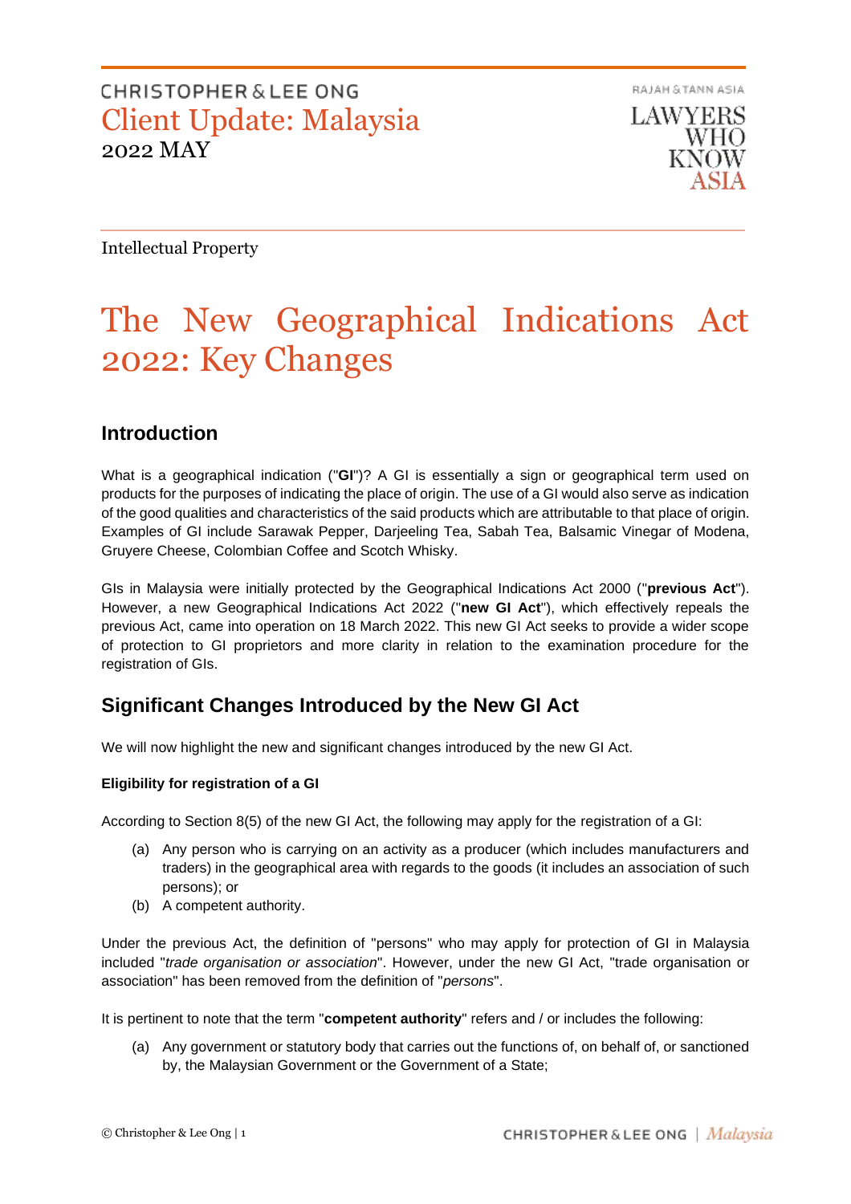CHRISTOPHER & LEE ONG

Client Update: Malaysia

2022 MAY

Intellectual Property

# The New Geographical Indications Act 2022: Key Changes

## Introduction

What is a geographical indication ("**GI**")? A GI is essentially a sign or geographical term used on products for the purposes of indicating the place of origin. The use of a GI would also serve as indication of the good qualities and characteristics of the said products which are attributable to that place of origin. Examples of GI include Sarawak Pepper, Darjeeling Tea, Sabah Tea, Balsamic Vinegar of Modena, Gruyere Cheese, Colombian Coffee and Scotch Whisky.

GIs in Malaysia were initially protected by the Geographical Indications Act 2000 ("**previous Act**"). However, a new Geographical Indications Act 2022 ("**new GI Act**"), which effectively repeals the previous Act, came into operation on 18 March 2022. This new GI Act seeks to provide a wider scope of protection to GI proprietors and more clarity in relation to the examination procedure for the registration of GIs.

## Significant Changes Introduced by the New GI Act

We will now highlight the new and significant changes introduced by the new GI Act.

**Eligibility for registration of a GI**

According to Section 8(5) of the new GI Act, the following may apply for the registration of a GI:

(a) Any person who is carrying on an activity as a producer (which includes manufacturers and traders) in the geographical area with regards to the goods (it includes an association of such persons); or

(b) A competent authority.

Under the previous Act, the definition of "persons" who may apply for protection of GI in Malaysia included "*trade organisation or association*". However, under the new GI Act, "trade organisation or association" has been removed from the definition of "*persons*".

It is pertinent to note that the term "**competent authority**" refers and / or includes the following:

(a) Any government or statutory body that carries out the functions of, on behalf of, or sanctioned by, the Malaysian Government or the Government of a State;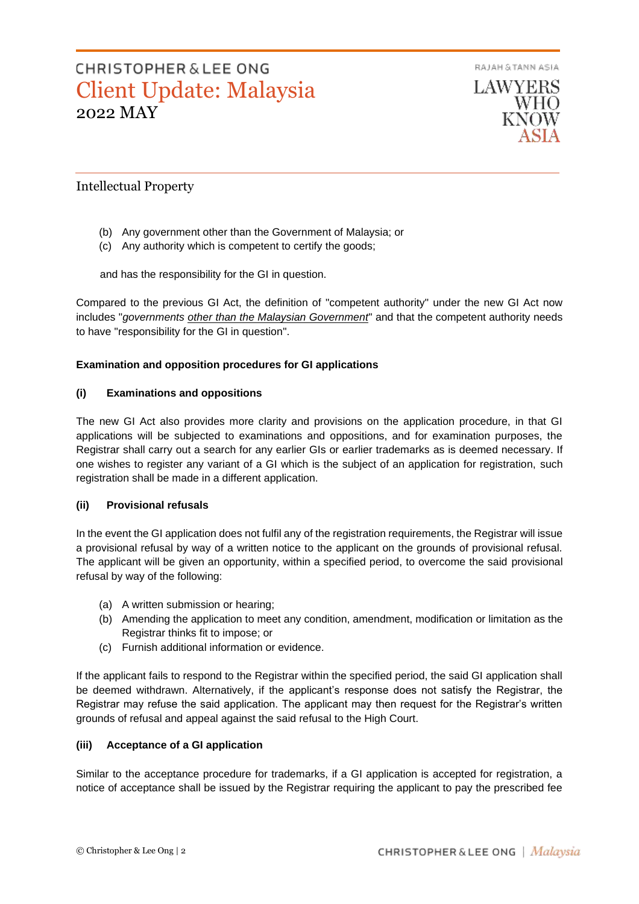## Intellectual Property

(b) Any government other than the Government of Malaysia; or
(c) Any authority which is competent to certify the goods;

and has the responsibility for the GI in question.

Compared to the previous GI Act, the definition of "competent authority" under the new GI Act now includes "*governments other than the Malaysian Government*" and that the competent authority needs to have "responsibility for the GI in question".

**Examination and opposition procedures for GI applications**

**(i) Examinations and oppositions**

The new GI Act also provides more clarity and provisions on the application procedure, in that GI applications will be subjected to examinations and oppositions, and for examination purposes, the Registrar shall carry out a search for any earlier GIs or earlier trademarks as is deemed necessary. If one wishes to register any variant of a GI which is the subject of an application for registration, such registration shall be made in a different application.

**(ii) Provisional refusals**

In the event the GI application does not fulfil any of the registration requirements, the Registrar will issue a provisional refusal by way of a written notice to the applicant on the grounds of provisional refusal. The applicant will be given an opportunity, within a specified period, to overcome the said provisional refusal by way of the following:

(a) A written submission or hearing;
(b) Amending the application to meet any condition, amendment, modification or limitation as the Registrar thinks fit to impose; or
(c) Furnish additional information or evidence.

If the applicant fails to respond to the Registrar within the specified period, the said GI application shall be deemed withdrawn. Alternatively, if the applicant's response does not satisfy the Registrar, the Registrar may refuse the said application. The applicant may then request for the Registrar's written grounds of refusal and appeal against the said refusal to the High Court.

**(iii) Acceptance of a GI application**

Similar to the acceptance procedure for trademarks, if a GI application is accepted for registration, a notice of acceptance shall be issued by the Registrar requiring the applicant to pay the prescribed fee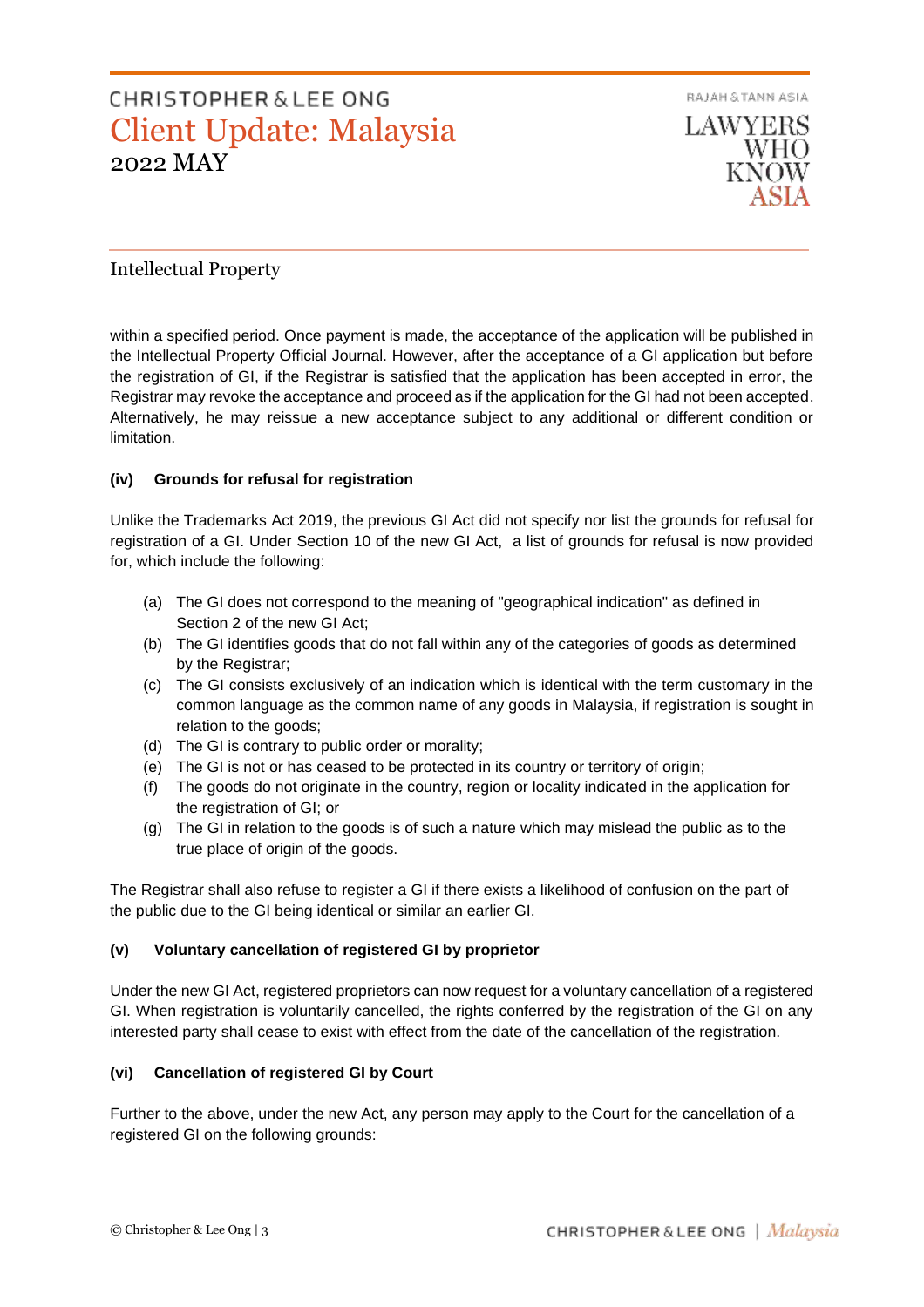within a specified period. Once payment is made, the acceptance of the application will be published in the Intellectual Property Official Journal. However, after the acceptance of a GI application but before the registration of GI, if the Registrar is satisfied that the application has been accepted in error, the Registrar may revoke the acceptance and proceed as if the application for the GI had not been accepted. Alternatively, he may reissue a new acceptance subject to any additional or different condition or limitation.

**(iv) Grounds for refusal for registration**

Unlike the Trademarks Act 2019, the previous GI Act did not specify nor list the grounds for refusal for registration of a GI. Under Section 10 of the new GI Act, a list of grounds for refusal is now provided for, which include the following:

(a) The GI does not correspond to the meaning of "geographical indication" as defined in Section 2 of the new GI Act;
(b) The GI identifies goods that do not fall within any of the categories of goods as determined by the Registrar;
(c) The GI consists exclusively of an indication which is identical with the term customary in the common language as the common name of any goods in Malaysia, if registration is sought in relation to the goods;
(d) The GI is contrary to public order or morality;
(e) The GI is not or has ceased to be protected in its country or territory of origin;
(f) The goods do not originate in the country, region or locality indicated in the application for the registration of GI; or
(g) The GI in relation to the goods is of such a nature which may mislead the public as to the true place of origin of the goods.

The Registrar shall also refuse to register a GI if there exists a likelihood of confusion on the part of the public due to the GI being identical or similar an earlier GI.

**(v) Voluntary cancellation of registered GI by proprietor**

Under the new GI Act, registered proprietors can now request for a voluntary cancellation of a registered GI. When registration is voluntarily cancelled, the rights conferred by the registration of the GI on any interested party shall cease to exist with effect from the date of the cancellation of the registration.

**(vi) Cancellation of registered GI by Court**

Further to the above, under the new Act, any person may apply to the Court for the cancellation of a registered GI on the following grounds: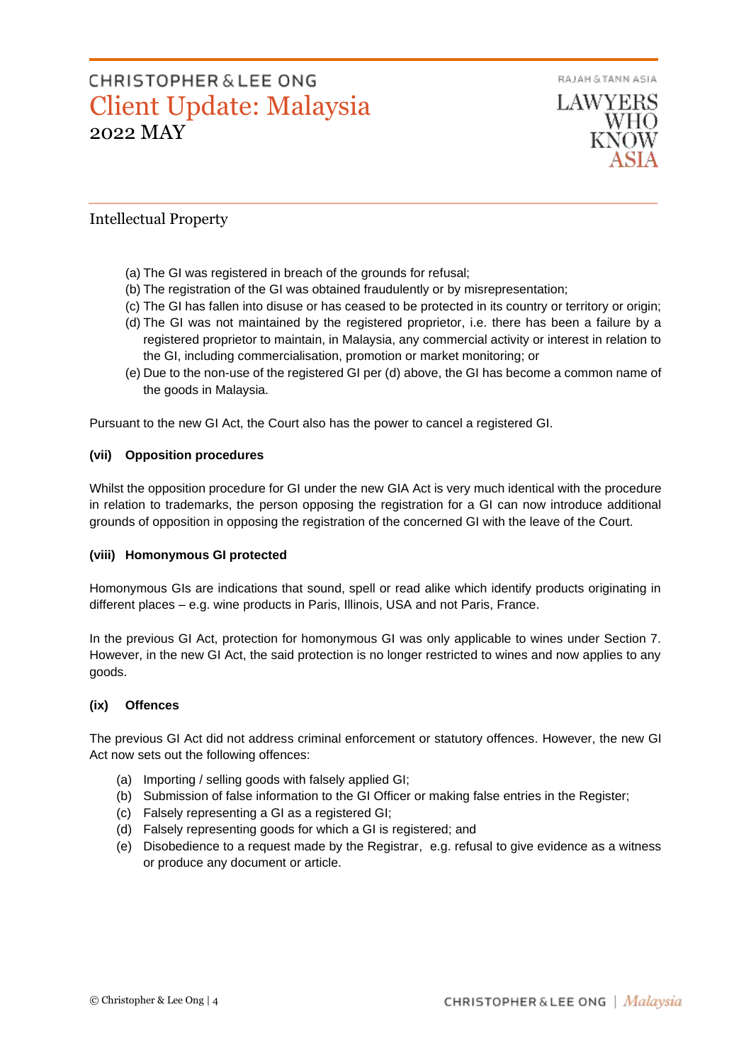Intellectual Property

(a) The GI was registered in breach of the grounds for refusal;
(b) The registration of the GI was obtained fraudulently or by misrepresentation;
(c) The GI has fallen into disuse or has ceased to be protected in its country or territory or origin;
(d) The GI was not maintained by the registered proprietor, i.e. there has been a failure by a registered proprietor to maintain, in Malaysia, any commercial activity or interest in relation to the GI, including commercialisation, promotion or market monitoring; or
(e) Due to the non-use of the registered GI per (d) above, the GI has become a common name of the goods in Malaysia.

Pursuant to the new GI Act, the Court also has the power to cancel a registered GI.

**(vii) Opposition procedures**

Whilst the opposition procedure for GI under the new GIA Act is very much identical with the procedure in relation to trademarks, the person opposing the registration for a GI can now introduce additional grounds of opposition in opposing the registration of the concerned GI with the leave of the Court.

**(viii) Homonymous GI protected**

Homonymous GIs are indications that sound, spell or read alike which identify products originating in different places – e.g. wine products in Paris, Illinois, USA and not Paris, France.

In the previous GI Act, protection for homonymous GI was only applicable to wines under Section 7. However, in the new GI Act, the said protection is no longer restricted to wines and now applies to any goods.

**(ix) Offences**

The previous GI Act did not address criminal enforcement or statutory offences. However, the new GI Act now sets out the following offences:

(a) Importing / selling goods with falsely applied GI;
(b) Submission of false information to the GI Officer or making false entries in the Register;
(c) Falsely representing a GI as a registered GI;
(d) Falsely representing goods for which a GI is registered; and
(e) Disobedience to a request made by the Registrar, e.g. refusal to give evidence as a witness or produce any document or article.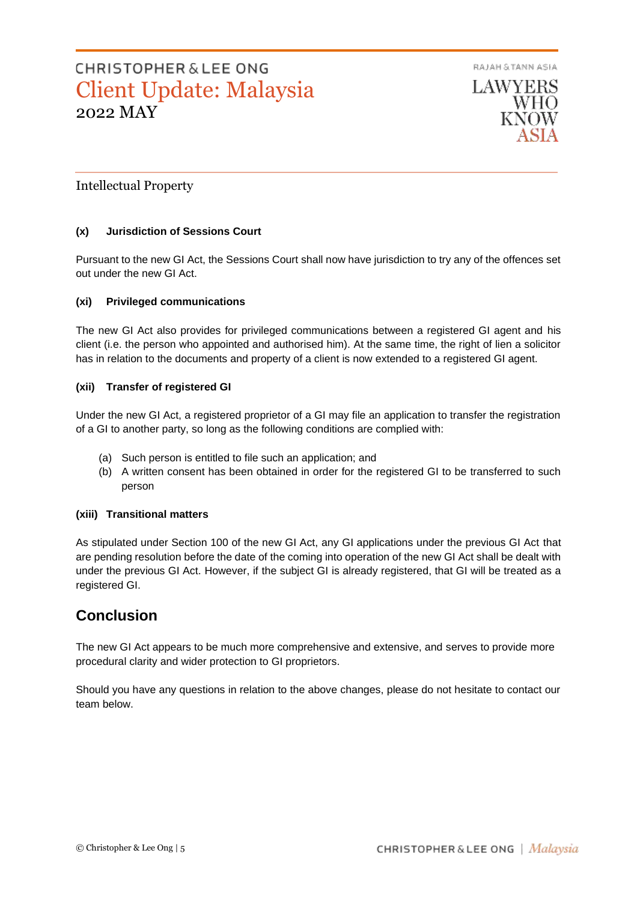#### (x) Jurisdiction of Sessions Court

Pursuant to the new GI Act, the Sessions Court shall now have jurisdiction to try any of the offences set out under the new GI Act.

#### (xi) Privileged communications

The new GI Act also provides for privileged communications between a registered GI agent and his client (i.e. the person who appointed and authorised him). At the same time, the right of lien a solicitor has in relation to the documents and property of a client is now extended to a registered GI agent.

#### (xii) Transfer of registered GI

Under the new GI Act, a registered proprietor of a GI may file an application to transfer the registration of a GI to another party, so long as the following conditions are complied with:

(a) Such person is entitled to file such an application; and
(b) A written consent has been obtained in order for the registered GI to be transferred to such person

#### (xiii) Transitional matters

As stipulated under Section 100 of the new GI Act, any GI applications under the previous GI Act that are pending resolution before the date of the coming into operation of the new GI Act shall be dealt with under the previous GI Act. However, if the subject GI is already registered, that GI will be treated as a registered GI.

## Conclusion

The new GI Act appears to be much more comprehensive and extensive, and serves to provide more procedural clarity and wider protection to GI proprietors.

Should you have any questions in relation to the above changes, please do not hesitate to contact our team below.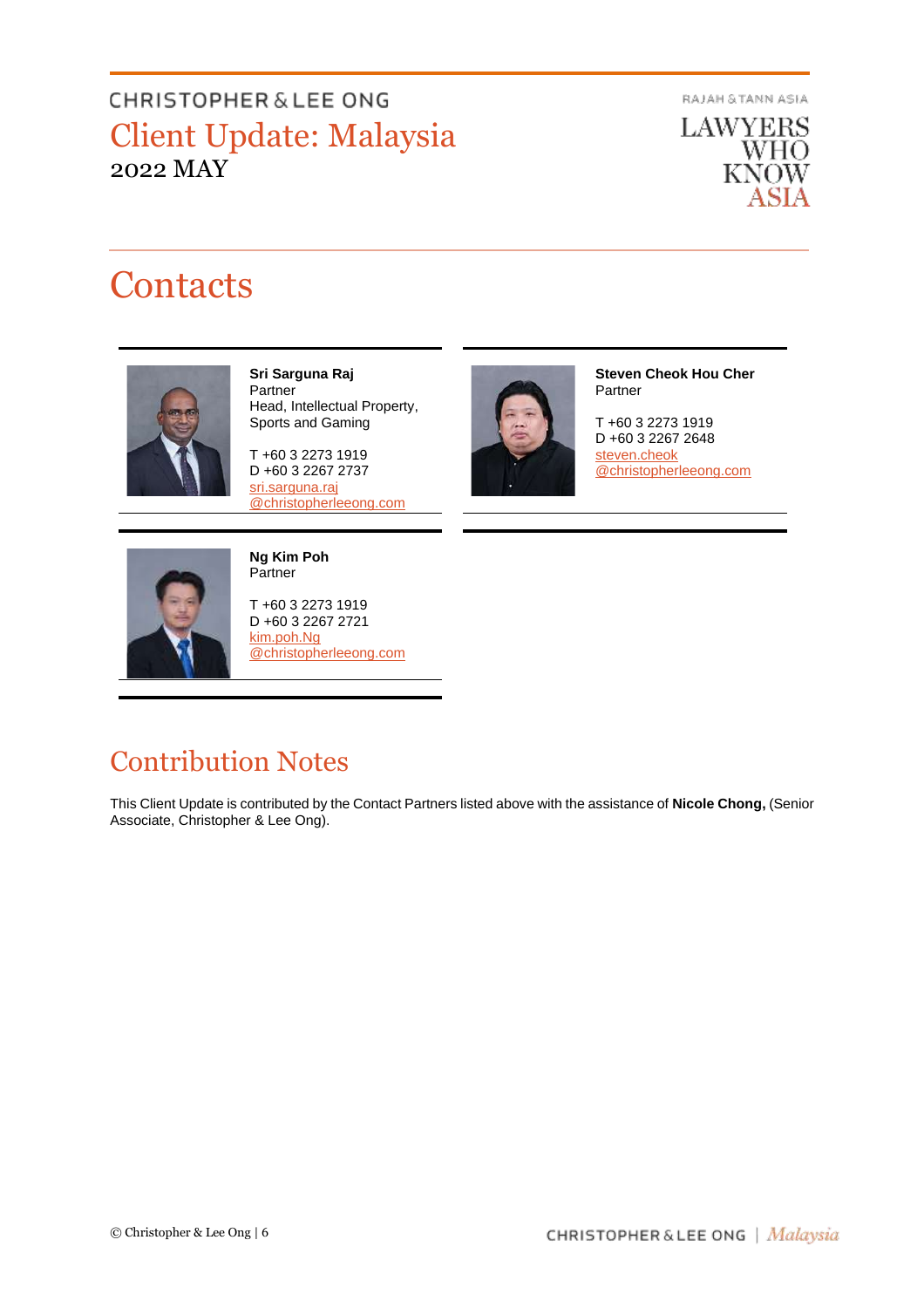# Contacts

**Sri Sarguna Raj**
Partner
Head, Intellectual Property, Sports and Gaming

T +60 3 2273 1919
D +60 3 2267 2737
sri.sarguna.raj@christopherleeong.com

**Steven Cheok Hou Cher**
Partner

T +60 3 2273 1919
D +60 3 2267 2648
steven.cheok@christopherleeong.com

**Ng Kim Poh**
Partner

T +60 3 2273 1919
D +60 3 2267 2721
kim.poh.Ng@christopherleeong.com

# Contribution Notes

This Client Update is contributed by the Contact Partners listed above with the assistance of **Nicole Chong,** (Senior Associate, Christopher & Lee Ong).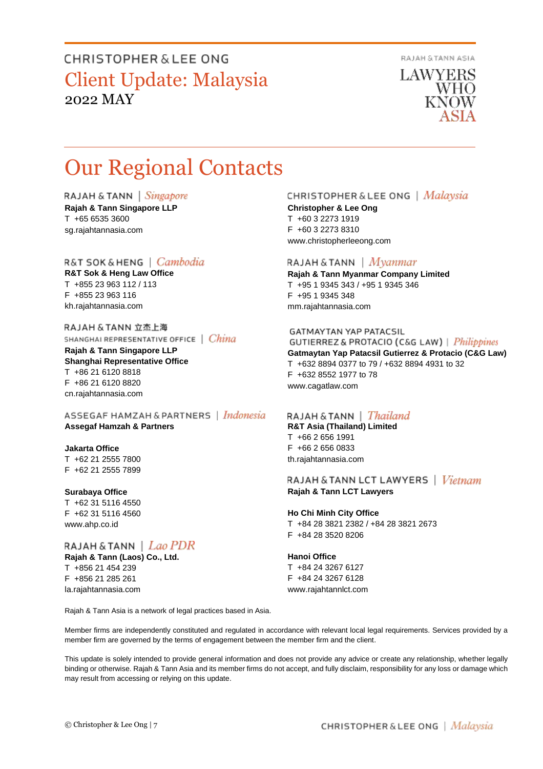# Our Regional Contacts

RAJAH & TANN | *Singapore*
**Rajah & Tann Singapore LLP**
T +65 6535 3600
sg.rajahtannasia.com

R&T SOK & HENG | *Cambodia*
**R&T Sok & Heng Law Office**
T +855 23 963 112 / 113
F +855 23 963 116
kh.rajahtannasia.com

RAJAH & TANN 立杰上海
SHANGHAI REPRESENTATIVE OFFICE | *China*
**Rajah & Tann Singapore LLP**
**Shanghai Representative Office**
T +86 21 6120 8818
F +86 21 6120 8820
cn.rajahtannasia.com

ASSEGAF HAMZAH & PARTNERS | *Indonesia*
**Assegaf Hamzah & Partners**

**Jakarta Office**
T +62 21 2555 7800
F +62 21 2555 7899

**Surabaya Office**
T +62 31 5116 4550
F +62 31 5116 4560
www.ahp.co.id

RAJAH & TANN | *Lao PDR*
**Rajah & Tann (Laos) Co., Ltd.**
T +856 21 454 239
F +856 21 285 261
la.rajahtannasia.com

CHRISTOPHER & LEE ONG | *Malaysia*
**Christopher & Lee Ong**
T +60 3 2273 1919
F +60 3 2273 8310
www.christopherleeong.com

RAJAH & TANN | *Myanmar*
**Rajah & Tann Myanmar Company Limited**
T +95 1 9345 343 / +95 1 9345 346
F +95 1 9345 348
mm.rajahtannasia.com

GATMAYTAN YAP PATACSIL
GUTIERREZ & PROTACIO (C&G LAW) | *Philippines*
**Gatmaytan Yap Patacsil Gutierrez & Protacio (C&G Law)**
T +632 8894 0377 to 79 / +632 8894 4931 to 32
F +632 8552 1977 to 78
www.cagatlaw.com

RAJAH & TANN | *Thailand*
**R&T Asia (Thailand) Limited**
T +66 2 656 1991
F +66 2 656 0833
th.rajahtannasia.com

RAJAH & TANN LCT LAWYERS | *Vietnam*
**Rajah & Tann LCT Lawyers**

**Ho Chi Minh City Office**
T +84 28 3821 2382 / +84 28 3821 2673
F +84 28 3520 8206

**Hanoi Office**
T +84 24 3267 6127
F +84 24 3267 6128
www.rajahtannlct.com

Rajah & Tann Asia is a network of legal practices based in Asia.

Member firms are independently constituted and regulated in accordance with relevant local legal requirements. Services provided by a member firm are governed by the terms of engagement between the member firm and the client.

This update is solely intended to provide general information and does not provide any advice or create any relationship, whether legally binding or otherwise. Rajah & Tann Asia and its member firms do not accept, and fully disclaim, responsibility for any loss or damage which may result from accessing or relying on this update.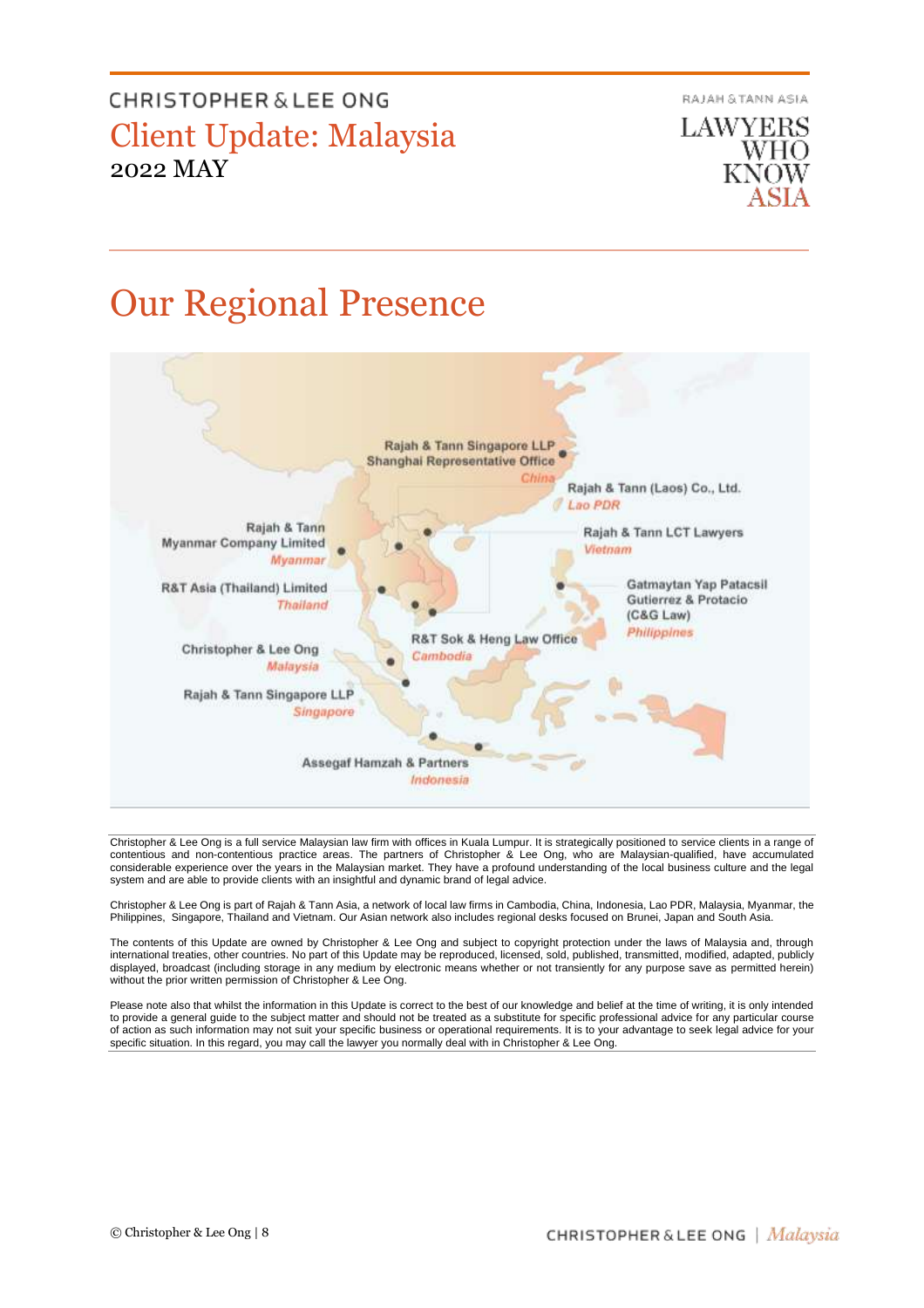# Our Regional Presence

Rajah & Tann Singapore LLP
Shanghai Representative Office
*China*

Rajah & Tann (Laos) Co., Ltd.
*Lao PDR*

Rajah & Tann
Myanmar Company Limited
*Myanmar*

Rajah & Tann LCT Lawyers
*Vietnam*

R&T Asia (Thailand) Limited
*Thailand*

Gatmaytan Yap Patacsil
Gutierrez & Protacio
(C&G Law)
*Philippines*

R&T Sok & Heng Law Office
*Cambodia*

Christopher & Lee Ong
*Malaysia*

Rajah & Tann Singapore LLP
*Singapore*

Assegaf Hamzah & Partners
*Indonesia*

Christopher & Lee Ong is a full service Malaysian law firm with offices in Kuala Lumpur. It is strategically positioned to service clients in a range of contentious and non-contentious practice areas. The partners of Christopher & Lee Ong, who are Malaysian-qualified, have accumulated considerable experience over the years in the Malaysian market. They have a profound understanding of the local business culture and the legal system and are able to provide clients with an insightful and dynamic brand of legal advice.

Christopher & Lee Ong is part of Rajah & Tann Asia, a network of local law firms in Cambodia, China, Indonesia, Lao PDR, Malaysia, Myanmar, the Philippines, Singapore, Thailand and Vietnam. Our Asian network also includes regional desks focused on Brunei, Japan and South Asia.

The contents of this Update are owned by Christopher & Lee Ong and subject to copyright protection under the laws of Malaysia and, through international treaties, other countries. No part of this Update may be reproduced, licensed, sold, published, transmitted, modified, adapted, publicly displayed, broadcast (including storage in any medium by electronic means whether or not transiently for any purpose save as permitted herein) without the prior written permission of Christopher & Lee Ong.

Please note also that whilst the information in this Update is correct to the best of our knowledge and belief at the time of writing, it is only intended to provide a general guide to the subject matter and should not be treated as a substitute for specific professional advice for any particular course of action as such information may not suit your specific business or operational requirements. It is to your advantage to seek legal advice for your specific situation. In this regard, you may call the lawyer you normally deal with in Christopher & Lee Ong.